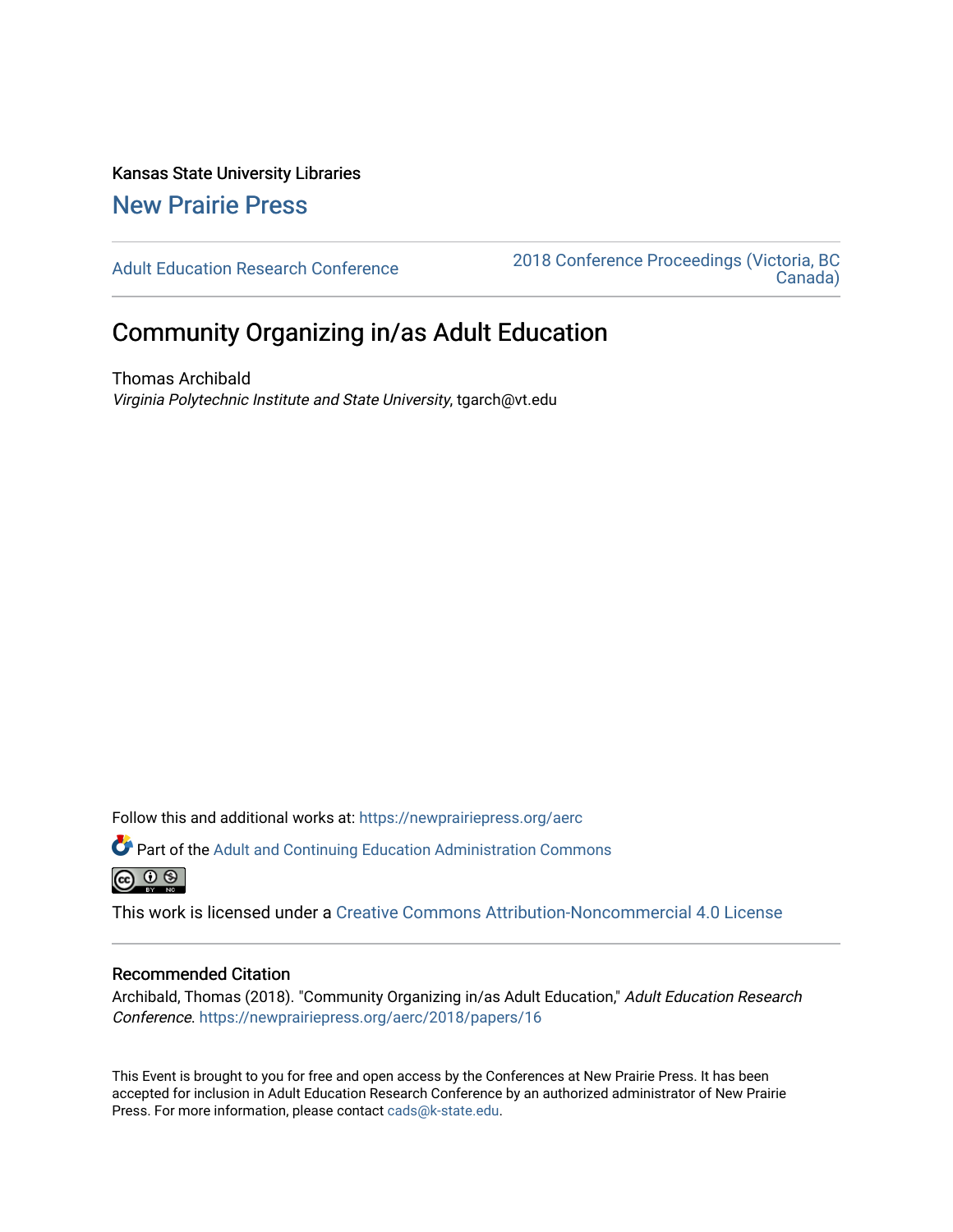Kansas State University Libraries

## New Prairie Press

Adult Education Research Conference | 2018 Conference Proceedings (Victoria, BC Canada)

# Community Organizing in/as Adult Education

Thomas Archibald
*Virginia Polytechnic Institute and State University*, tgarch@vt.edu

Follow this and additional works at: https://newprairiepress.org/aerc

Part of the Adult and Continuing Education Administration Commons

This work is licensed under a Creative Commons Attribution-Noncommercial 4.0 License

### Recommended Citation

Archibald, Thomas (2018). "Community Organizing in/as Adult Education," *Adult Education Research Conference*. https://newprairiepress.org/aerc/2018/papers/16

This Event is brought to you for free and open access by the Conferences at New Prairie Press. It has been accepted for inclusion in Adult Education Research Conference by an authorized administrator of New Prairie Press. For more information, please contact cads@k-state.edu.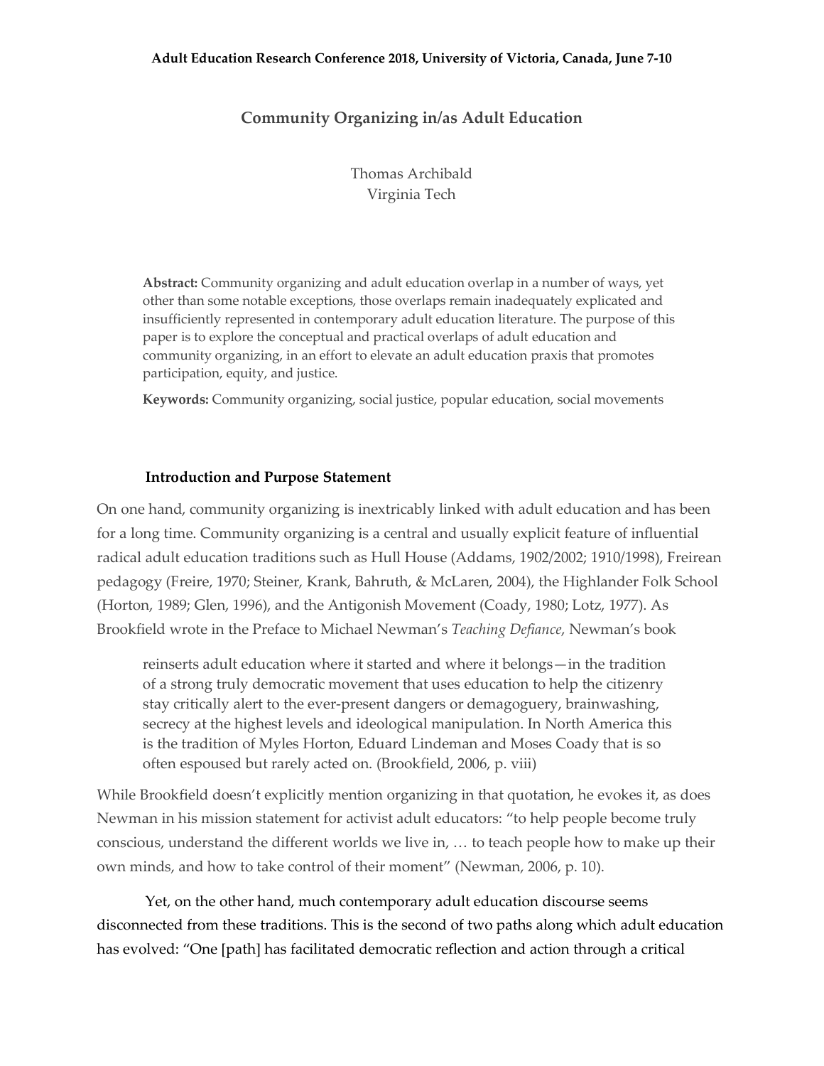# Community Organizing in/as Adult Education

Thomas Archibald
Virginia Tech

> **Abstract:** Community organizing and adult education overlap in a number of ways, yet other than some notable exceptions, those overlaps remain inadequately explicated and insufficiently represented in contemporary adult education literature. The purpose of this paper is to explore the conceptual and practical overlaps of adult education and community organizing, in an effort to elevate an adult education praxis that promotes participation, equity, and justice.
>
> **Keywords:** Community organizing, social justice, popular education, social movements

## Introduction and Purpose Statement

On one hand, community organizing is inextricably linked with adult education and has been for a long time. Community organizing is a central and usually explicit feature of influential radical adult education traditions such as Hull House (Addams, 1902/2002; 1910/1998), Freirean pedagogy (Freire, 1970; Steiner, Krank, Bahruth, & McLaren, 2004), the Highlander Folk School (Horton, 1989; Glen, 1996), and the Antigonish Movement (Coady, 1980; Lotz, 1977). As Brookfield wrote in the Preface to Michael Newman's *Teaching Defiance*, Newman's book

> reinserts adult education where it started and where it belongs—in the tradition of a strong truly democratic movement that uses education to help the citizenry stay critically alert to the ever-present dangers or demagoguery, brainwashing, secrecy at the highest levels and ideological manipulation. In North America this is the tradition of Myles Horton, Eduard Lindeman and Moses Coady that is so often espoused but rarely acted on. (Brookfield, 2006, p. viii)

While Brookfield doesn't explicitly mention organizing in that quotation, he evokes it, as does Newman in his mission statement for activist adult educators: "to help people become truly conscious, understand the different worlds we live in, … to teach people how to make up their own minds, and how to take control of their moment" (Newman, 2006, p. 10).

Yet, on the other hand, much contemporary adult education discourse seems disconnected from these traditions. This is the second of two paths along which adult education has evolved: "One [path] has facilitated democratic reflection and action through a critical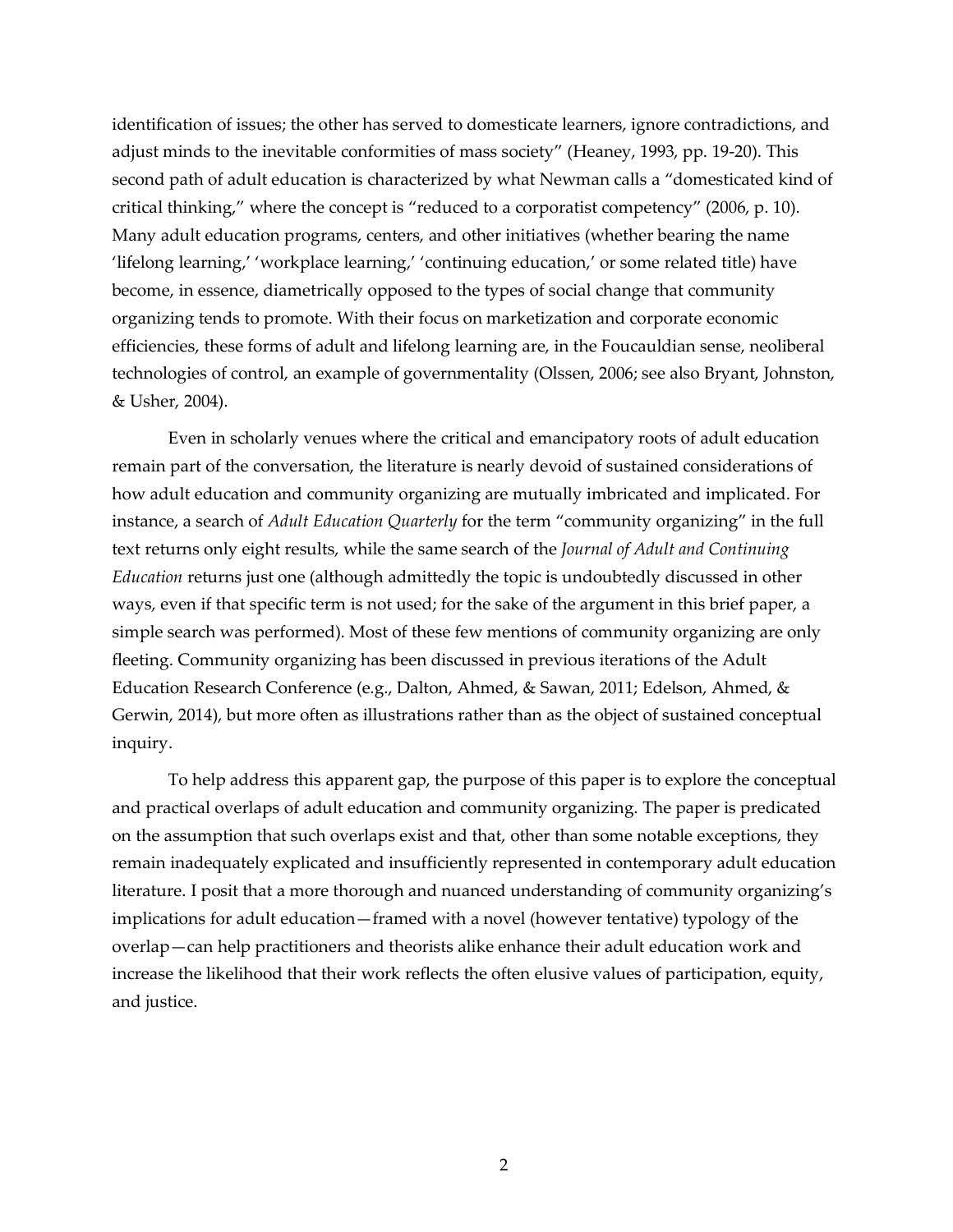identification of issues; the other has served to domesticate learners, ignore contradictions, and adjust minds to the inevitable conformities of mass society" (Heaney, 1993, pp. 19-20). This second path of adult education is characterized by what Newman calls a "domesticated kind of critical thinking," where the concept is "reduced to a corporatist competency" (2006, p. 10). Many adult education programs, centers, and other initiatives (whether bearing the name 'lifelong learning,' 'workplace learning,' 'continuing education,' or some related title) have become, in essence, diametrically opposed to the types of social change that community organizing tends to promote. With their focus on marketization and corporate economic efficiencies, these forms of adult and lifelong learning are, in the Foucauldian sense, neoliberal technologies of control, an example of governmentality (Olssen, 2006; see also Bryant, Johnston, & Usher, 2004).

Even in scholarly venues where the critical and emancipatory roots of adult education remain part of the conversation, the literature is nearly devoid of sustained considerations of how adult education and community organizing are mutually imbricated and implicated. For instance, a search of *Adult Education Quarterly* for the term "community organizing" in the full text returns only eight results, while the same search of the *Journal of Adult and Continuing Education* returns just one (although admittedly the topic is undoubtedly discussed in other ways, even if that specific term is not used; for the sake of the argument in this brief paper, a simple search was performed). Most of these few mentions of community organizing are only fleeting. Community organizing has been discussed in previous iterations of the Adult Education Research Conference (e.g., Dalton, Ahmed, & Sawan, 2011; Edelson, Ahmed, & Gerwin, 2014), but more often as illustrations rather than as the object of sustained conceptual inquiry.

To help address this apparent gap, the purpose of this paper is to explore the conceptual and practical overlaps of adult education and community organizing. The paper is predicated on the assumption that such overlaps exist and that, other than some notable exceptions, they remain inadequately explicated and insufficiently represented in contemporary adult education literature. I posit that a more thorough and nuanced understanding of community organizing's implications for adult education—framed with a novel (however tentative) typology of the overlap—can help practitioners and theorists alike enhance their adult education work and increase the likelihood that their work reflects the often elusive values of participation, equity, and justice.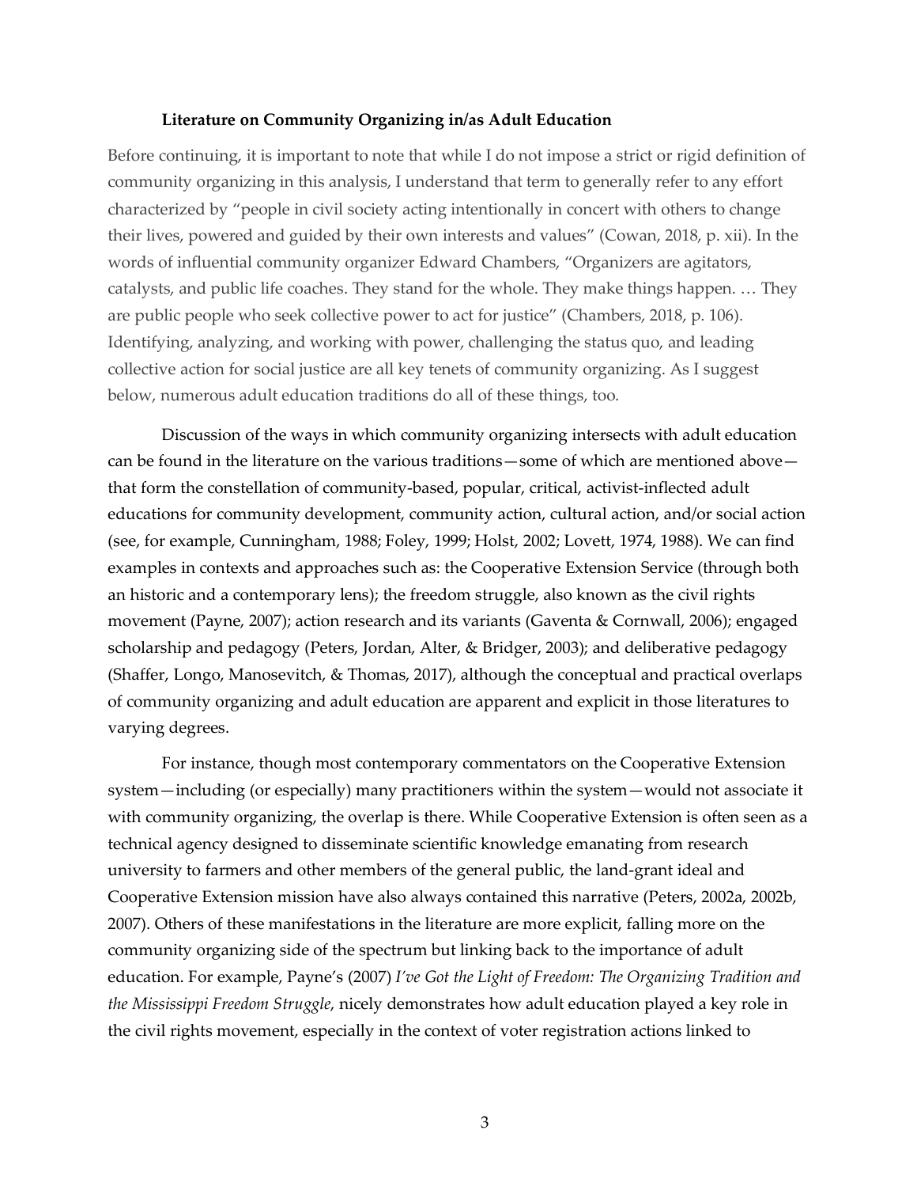### Literature on Community Organizing in/as Adult Education

Before continuing, it is important to note that while I do not impose a strict or rigid definition of community organizing in this analysis, I understand that term to generally refer to any effort characterized by "people in civil society acting intentionally in concert with others to change their lives, powered and guided by their own interests and values" (Cowan, 2018, p. xii). In the words of influential community organizer Edward Chambers, "Organizers are agitators, catalysts, and public life coaches. They stand for the whole. They make things happen. … They are public people who seek collective power to act for justice" (Chambers, 2018, p. 106). Identifying, analyzing, and working with power, challenging the status quo, and leading collective action for social justice are all key tenets of community organizing. As I suggest below, numerous adult education traditions do all of these things, too.

Discussion of the ways in which community organizing intersects with adult education can be found in the literature on the various traditions—some of which are mentioned above—that form the constellation of community-based, popular, critical, activist-inflected adult educations for community development, community action, cultural action, and/or social action (see, for example, Cunningham, 1988; Foley, 1999; Holst, 2002; Lovett, 1974, 1988). We can find examples in contexts and approaches such as: the Cooperative Extension Service (through both an historic and a contemporary lens); the freedom struggle, also known as the civil rights movement (Payne, 2007); action research and its variants (Gaventa & Cornwall, 2006); engaged scholarship and pedagogy (Peters, Jordan, Alter, & Bridger, 2003); and deliberative pedagogy (Shaffer, Longo, Manosevitch, & Thomas, 2017), although the conceptual and practical overlaps of community organizing and adult education are apparent and explicit in those literatures to varying degrees.

For instance, though most contemporary commentators on the Cooperative Extension system—including (or especially) many practitioners within the system—would not associate it with community organizing, the overlap is there. While Cooperative Extension is often seen as a technical agency designed to disseminate scientific knowledge emanating from research university to farmers and other members of the general public, the land-grant ideal and Cooperative Extension mission have also always contained this narrative (Peters, 2002a, 2002b, 2007). Others of these manifestations in the literature are more explicit, falling more on the community organizing side of the spectrum but linking back to the importance of adult education. For example, Payne's (2007) *I've Got the Light of Freedom: The Organizing Tradition and the Mississippi Freedom Struggle*, nicely demonstrates how adult education played a key role in the civil rights movement, especially in the context of voter registration actions linked to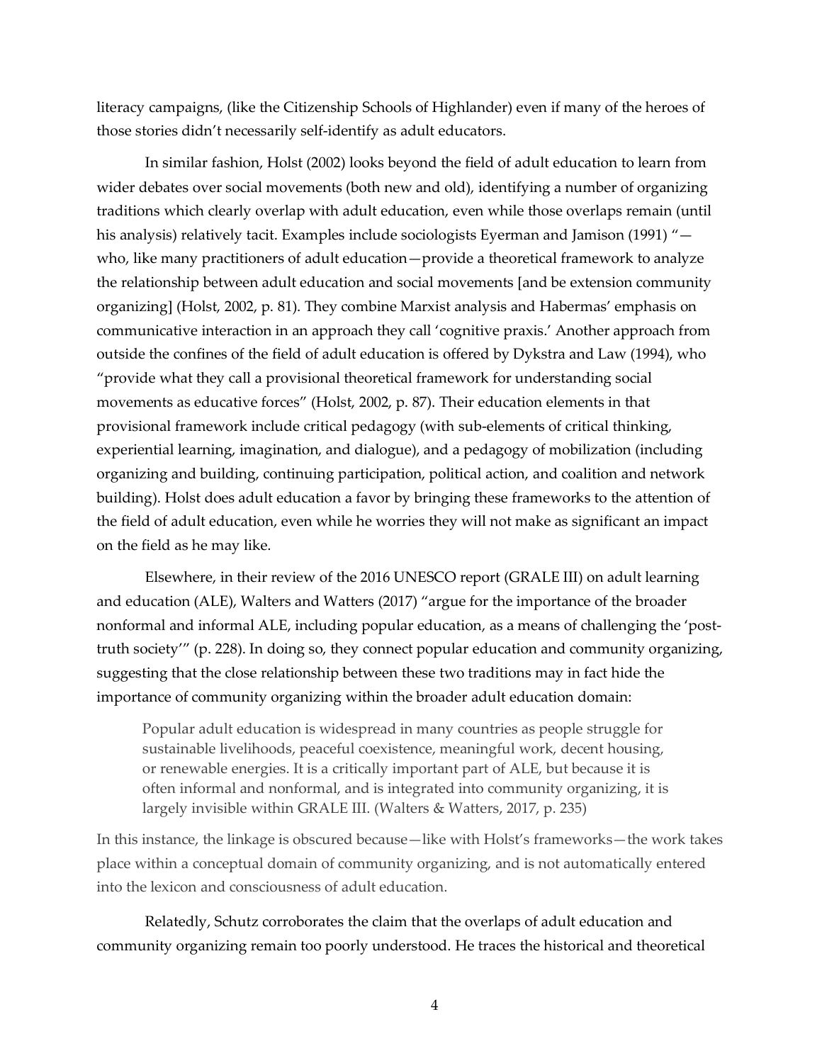literacy campaigns, (like the Citizenship Schools of Highlander) even if many of the heroes of those stories didn't necessarily self-identify as adult educators.

In similar fashion, Holst (2002) looks beyond the field of adult education to learn from wider debates over social movements (both new and old), identifying a number of organizing traditions which clearly overlap with adult education, even while those overlaps remain (until his analysis) relatively tacit. Examples include sociologists Eyerman and Jamison (1991) "—who, like many practitioners of adult education—provide a theoretical framework to analyze the relationship between adult education and social movements [and be extension community organizing] (Holst, 2002, p. 81). They combine Marxist analysis and Habermas' emphasis on communicative interaction in an approach they call 'cognitive praxis.' Another approach from outside the confines of the field of adult education is offered by Dykstra and Law (1994), who "provide what they call a provisional theoretical framework for understanding social movements as educative forces" (Holst, 2002, p. 87). Their education elements in that provisional framework include critical pedagogy (with sub-elements of critical thinking, experiential learning, imagination, and dialogue), and a pedagogy of mobilization (including organizing and building, continuing participation, political action, and coalition and network building). Holst does adult education a favor by bringing these frameworks to the attention of the field of adult education, even while he worries they will not make as significant an impact on the field as he may like.

Elsewhere, in their review of the 2016 UNESCO report (GRALE III) on adult learning and education (ALE), Walters and Watters (2017) "argue for the importance of the broader nonformal and informal ALE, including popular education, as a means of challenging the 'post-truth society'" (p. 228). In doing so, they connect popular education and community organizing, suggesting that the close relationship between these two traditions may in fact hide the importance of community organizing within the broader adult education domain:

> Popular adult education is widespread in many countries as people struggle for sustainable livelihoods, peaceful coexistence, meaningful work, decent housing, or renewable energies. It is a critically important part of ALE, but because it is often informal and nonformal, and is integrated into community organizing, it is largely invisible within GRALE III. (Walters & Watters, 2017, p. 235)

In this instance, the linkage is obscured because—like with Holst's frameworks—the work takes place within a conceptual domain of community organizing, and is not automatically entered into the lexicon and consciousness of adult education.

Relatedly, Schutz corroborates the claim that the overlaps of adult education and community organizing remain too poorly understood. He traces the historical and theoretical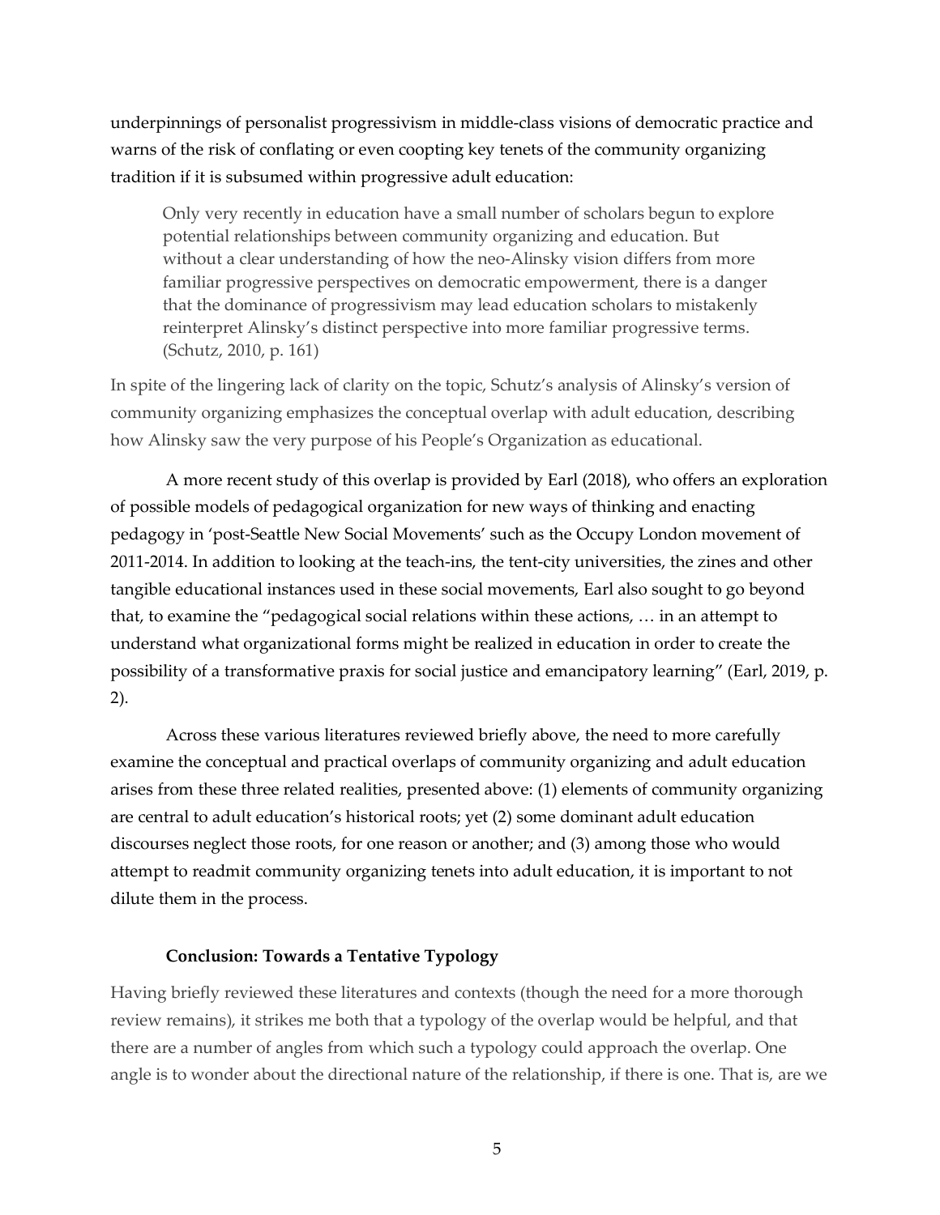underpinnings of personalist progressivism in middle-class visions of democratic practice and warns of the risk of conflating or even coopting key tenets of the community organizing tradition if it is subsumed within progressive adult education:

> Only very recently in education have a small number of scholars begun to explore potential relationships between community organizing and education. But without a clear understanding of how the neo-Alinsky vision differs from more familiar progressive perspectives on democratic empowerment, there is a danger that the dominance of progressivism may lead education scholars to mistakenly reinterpret Alinsky's distinct perspective into more familiar progressive terms. (Schutz, 2010, p. 161)

In spite of the lingering lack of clarity on the topic, Schutz's analysis of Alinsky's version of community organizing emphasizes the conceptual overlap with adult education, describing how Alinsky saw the very purpose of his People's Organization as educational.

A more recent study of this overlap is provided by Earl (2018), who offers an exploration of possible models of pedagogical organization for new ways of thinking and enacting pedagogy in 'post-Seattle New Social Movements' such as the Occupy London movement of 2011-2014. In addition to looking at the teach-ins, the tent-city universities, the zines and other tangible educational instances used in these social movements, Earl also sought to go beyond that, to examine the "pedagogical social relations within these actions, … in an attempt to understand what organizational forms might be realized in education in order to create the possibility of a transformative praxis for social justice and emancipatory learning" (Earl, 2019, p. 2).

Across these various literatures reviewed briefly above, the need to more carefully examine the conceptual and practical overlaps of community organizing and adult education arises from these three related realities, presented above: (1) elements of community organizing are central to adult education's historical roots; yet (2) some dominant adult education discourses neglect those roots, for one reason or another; and (3) among those who would attempt to readmit community organizing tenets into adult education, it is important to not dilute them in the process.

## Conclusion: Towards a Tentative Typology

Having briefly reviewed these literatures and contexts (though the need for a more thorough review remains), it strikes me both that a typology of the overlap would be helpful, and that there are a number of angles from which such a typology could approach the overlap. One angle is to wonder about the directional nature of the relationship, if there is one. That is, are we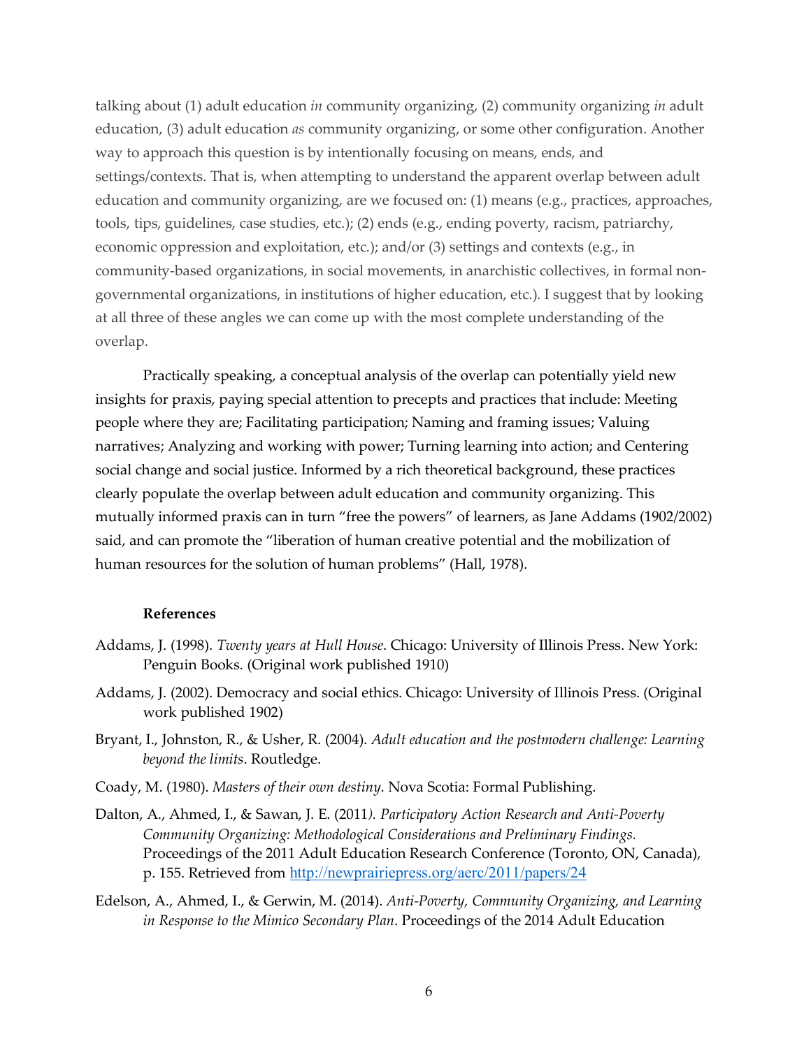talking about (1) adult education *in* community organizing, (2) community organizing *in* adult education, (3) adult education *as* community organizing, or some other configuration. Another way to approach this question is by intentionally focusing on means, ends, and settings/contexts. That is, when attempting to understand the apparent overlap between adult education and community organizing, are we focused on: (1) means (e.g., practices, approaches, tools, tips, guidelines, case studies, etc.); (2) ends (e.g., ending poverty, racism, patriarchy, economic oppression and exploitation, etc.); and/or (3) settings and contexts (e.g., in community-based organizations, in social movements, in anarchistic collectives, in formal non-governmental organizations, in institutions of higher education, etc.). I suggest that by looking at all three of these angles we can come up with the most complete understanding of the overlap.

Practically speaking, a conceptual analysis of the overlap can potentially yield new insights for praxis, paying special attention to precepts and practices that include: Meeting people where they are; Facilitating participation; Naming and framing issues; Valuing narratives; Analyzing and working with power; Turning learning into action; and Centering social change and social justice. Informed by a rich theoretical background, these practices clearly populate the overlap between adult education and community organizing. This mutually informed praxis can in turn "free the powers" of learners, as Jane Addams (1902/2002) said, and can promote the "liberation of human creative potential and the mobilization of human resources for the solution of human problems" (Hall, 1978).

**References**

Addams, J. (1998). *Twenty years at Hull House*. Chicago: University of Illinois Press. New York: Penguin Books. (Original work published 1910)

Addams, J. (2002). Democracy and social ethics. Chicago: University of Illinois Press. (Original work published 1902)

Bryant, I., Johnston, R., & Usher, R. (2004). *Adult education and the postmodern challenge: Learning beyond the limits*. Routledge.

Coady, M. (1980). *Masters of their own destiny*. Nova Scotia: Formal Publishing.

Dalton, A., Ahmed, I., & Sawan, J. E. (2011*). Participatory Action Research and Anti-Poverty Community Organizing: Methodological Considerations and Preliminary Findings.* Proceedings of the 2011 Adult Education Research Conference (Toronto, ON, Canada), p. 155. Retrieved from http://newprairiepress.org/aerc/2011/papers/24

Edelson, A., Ahmed, I., & Gerwin, M. (2014). *Anti-Poverty, Community Organizing, and Learning in Response to the Mimico Secondary Plan*. Proceedings of the 2014 Adult Education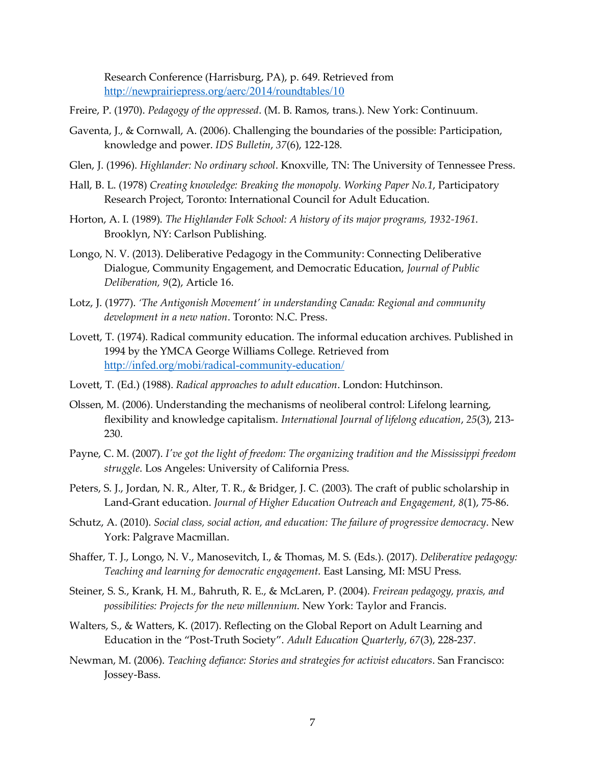Research Conference (Harrisburg, PA), p. 649. Retrieved from http://newprairiepress.org/aerc/2014/roundtables/10

Freire, P. (1970). *Pedagogy of the oppressed*. (M. B. Ramos, trans.). New York: Continuum.

Gaventa, J., & Cornwall, A. (2006). Challenging the boundaries of the possible: Participation, knowledge and power. *IDS Bulletin*, *37*(6), 122-128.

Glen, J. (1996). *Highlander: No ordinary school*. Knoxville, TN: The University of Tennessee Press.

Hall, B. L. (1978) *Creating knowledge: Breaking the monopoly. Working Paper No.1*, Participatory Research Project, Toronto: International Council for Adult Education.

Horton, A. I. (1989). *The Highlander Folk School: A history of its major programs, 1932-1961*. Brooklyn, NY: Carlson Publishing.

Longo, N. V. (2013). Deliberative Pedagogy in the Community: Connecting Deliberative Dialogue, Community Engagement, and Democratic Education, *Journal of Public Deliberation, 9*(2), Article 16.

Lotz, J. (1977). *'The Antigonish Movement' in understanding Canada: Regional and community development in a new nation*. Toronto: N.C. Press.

Lovett, T. (1974). Radical community education. The informal education archives. Published in 1994 by the YMCA George Williams College. Retrieved from http://infed.org/mobi/radical-community-education/

Lovett, T. (Ed.) (1988). *Radical approaches to adult education*. London: Hutchinson.

Olssen, M. (2006). Understanding the mechanisms of neoliberal control: Lifelong learning, flexibility and knowledge capitalism. *International Journal of lifelong education*, *25*(3), 213-230.

Payne, C. M. (2007). *I've got the light of freedom: The organizing tradition and the Mississippi freedom struggle*. Los Angeles: University of California Press.

Peters, S. J., Jordan, N. R., Alter, T. R., & Bridger, J. C. (2003). The craft of public scholarship in Land-Grant education. *Journal of Higher Education Outreach and Engagement, 8*(1), 75-86.

Schutz, A. (2010). *Social class, social action, and education: The failure of progressive democracy*. New York: Palgrave Macmillan.

Shaffer, T. J., Longo, N. V., Manosevitch, I., & Thomas, M. S. (Eds.). (2017). *Deliberative pedagogy: Teaching and learning for democratic engagement*. East Lansing, MI: MSU Press.

Steiner, S. S., Krank, H. M., Bahruth, R. E., & McLaren, P. (2004). *Freirean pedagogy, praxis, and possibilities: Projects for the new millennium*. New York: Taylor and Francis.

Walters, S., & Watters, K. (2017). Reflecting on the Global Report on Adult Learning and Education in the "Post-Truth Society". *Adult Education Quarterly*, *67*(3), 228-237.

Newman, M. (2006). *Teaching defiance: Stories and strategies for activist educators*. San Francisco: Jossey-Bass.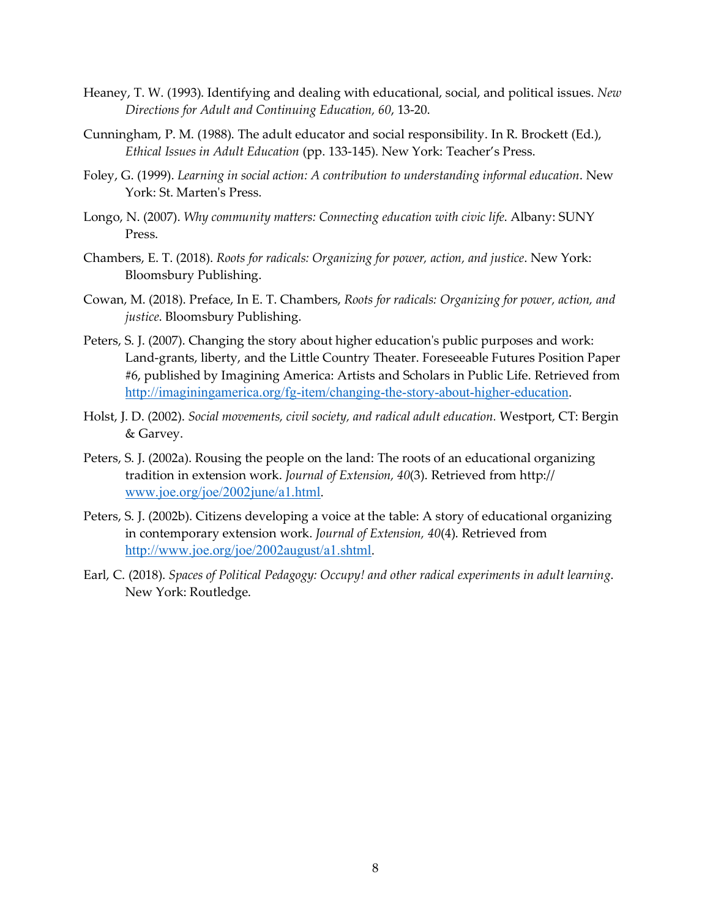Heaney, T. W. (1993). Identifying and dealing with educational, social, and political issues. *New Directions for Adult and Continuing Education, 60*, 13-20.

Cunningham, P. M. (1988). The adult educator and social responsibility. In R. Brockett (Ed.), *Ethical Issues in Adult Education* (pp. 133-145). New York: Teacher's Press.

Foley, G. (1999). *Learning in social action: A contribution to understanding informal education*. New York: St. Marten's Press.

Longo, N. (2007). *Why community matters: Connecting education with civic life*. Albany: SUNY Press.

Chambers, E. T. (2018). *Roots for radicals: Organizing for power, action, and justice*. New York: Bloomsbury Publishing.

Cowan, M. (2018). Preface, In E. T. Chambers, *Roots for radicals: Organizing for power, action, and justice*. Bloomsbury Publishing.

Peters, S. J. (2007). Changing the story about higher education's public purposes and work: Land-grants, liberty, and the Little Country Theater. Foreseeable Futures Position Paper #6, published by Imagining America: Artists and Scholars in Public Life. Retrieved from http://imaginingamerica.org/fg-item/changing-the-story-about-higher-education.

Holst, J. D. (2002). *Social movements, civil society, and radical adult education.* Westport, CT: Bergin & Garvey.

Peters, S. J. (2002a). Rousing the people on the land: The roots of an educational organizing tradition in extension work. *Journal of Extension, 40*(3). Retrieved from http://www.joe.org/joe/2002june/a1.html.

Peters, S. J. (2002b). Citizens developing a voice at the table: A story of educational organizing in contemporary extension work. *Journal of Extension, 40*(4). Retrieved from http://www.joe.org/joe/2002august/a1.shtml.

Earl, C. (2018). *Spaces of Political Pedagogy: Occupy! and other radical experiments in adult learning*. New York: Routledge.